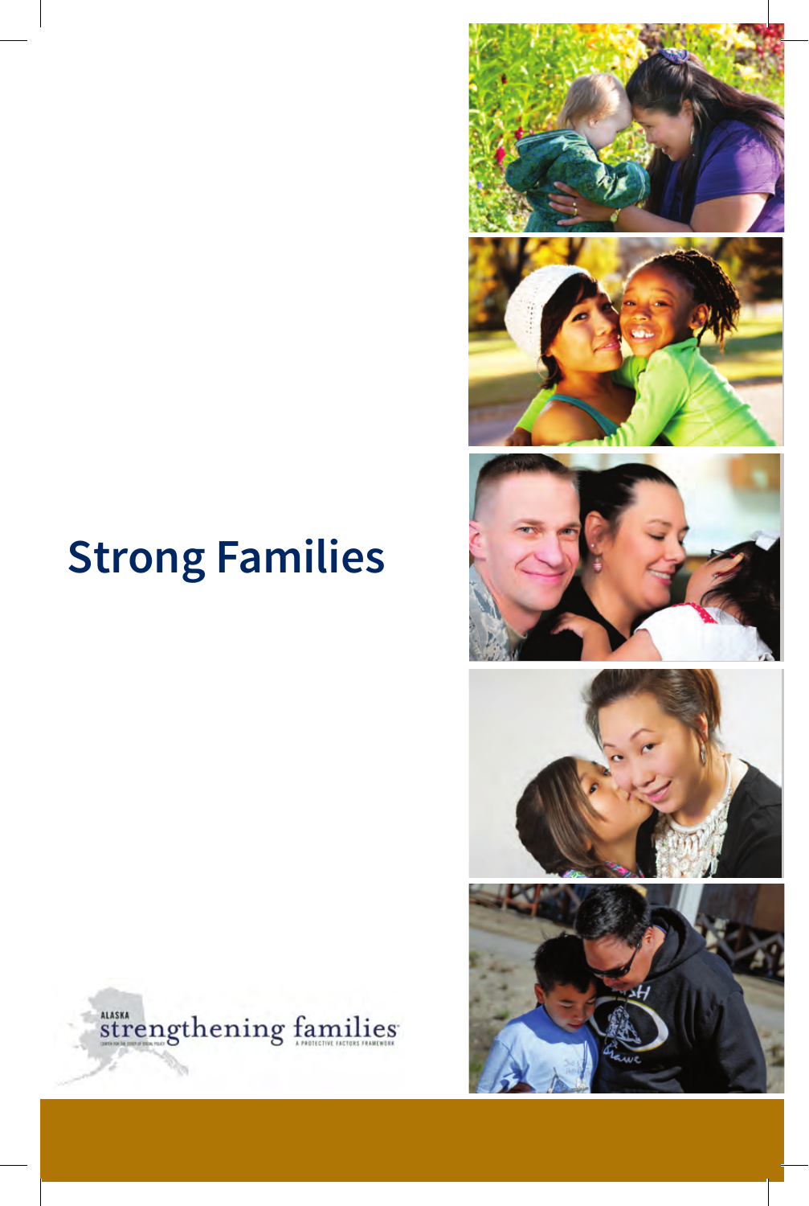# Strong Families

ALASKA
strengthening families
CENTER FOR THE STUDY OF SOCIAL POLICY
A PROTECTIVE FACTORS FRAMEWORK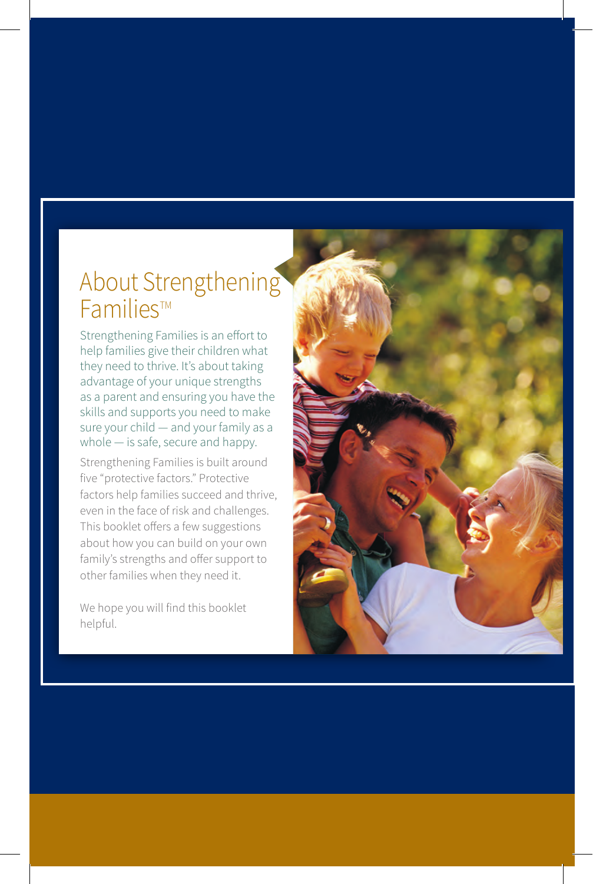# About Strengthening Families™

Strengthening Families is an effort to help families give their children what they need to thrive. It's about taking advantage of your unique strengths as a parent and ensuring you have the skills and supports you need to make sure your child — and your family as a whole — is safe, secure and happy.

Strengthening Families is built around five "protective factors." Protective factors help families succeed and thrive, even in the face of risk and challenges. This booklet offers a few suggestions about how you can build on your own family's strengths and offer support to other families when they need it.

We hope you will find this booklet helpful.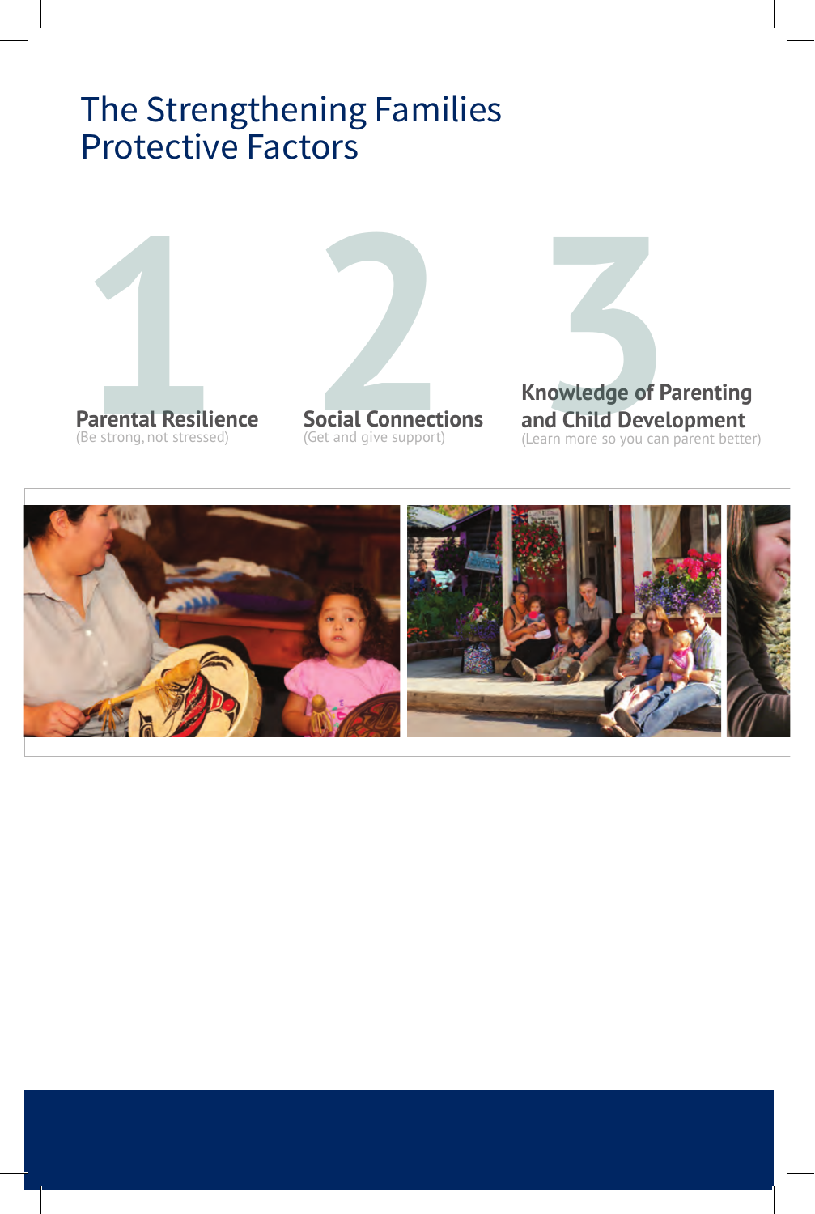# The Strengthening Families Protective Factors

1

**Parental Resilience**
(Be strong, not stressed)

2

**Social Connections**
(Get and give support)

3

**Knowledge of Parenting and Child Development**
(Learn more so you can parent better)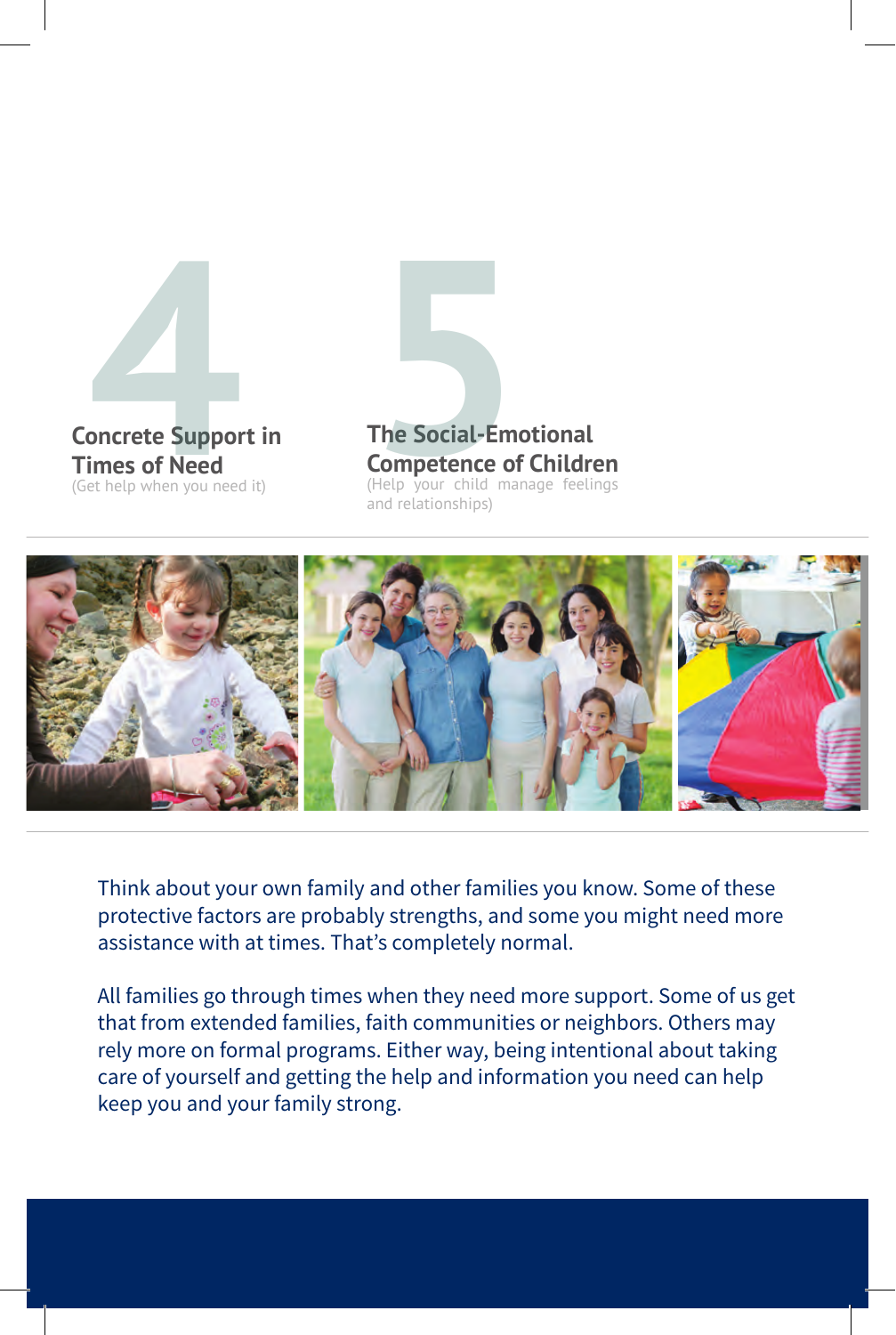## 4 Concrete Support in Times of Need

(Get help when you need it)

## 5 The Social-Emotional Competence of Children

(Help your child manage feelings and relationships)

Think about your own family and other families you know. Some of these protective factors are probably strengths, and some you might need more assistance with at times. That's completely normal.

All families go through times when they need more support. Some of us get that from extended families, faith communities or neighbors. Others may rely more on formal programs. Either way, being intentional about taking care of yourself and getting the help and information you need can help keep you and your family strong.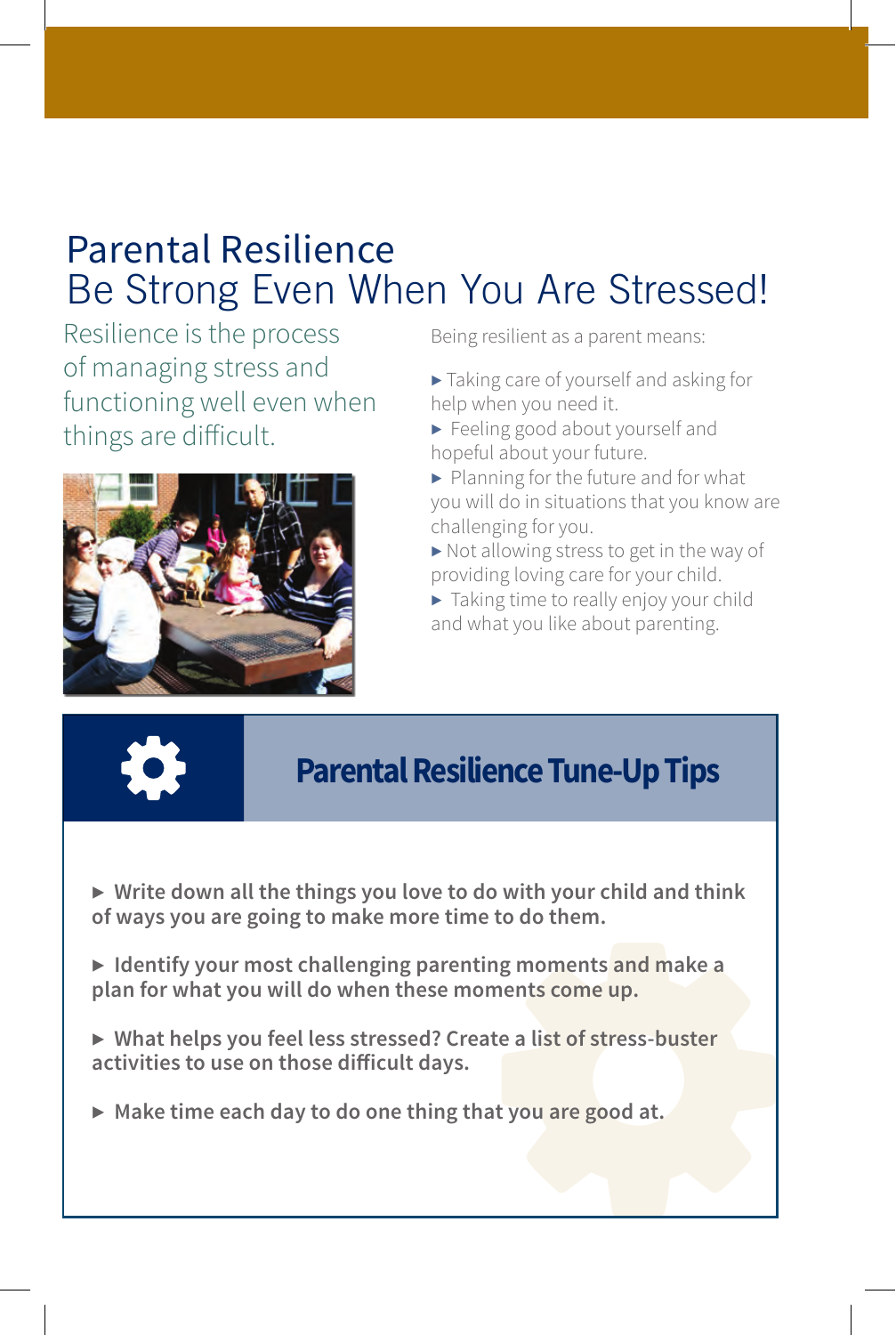# Parental Resilience

## Be Strong Even When You Are Stressed!

Resilience is the process of managing stress and functioning well even when things are difficult.

Being resilient as a parent means:

- Taking care of yourself and asking for help when you need it.
- Feeling good about yourself and hopeful about your future.
- Planning for the future and for what you will do in situations that you know are challenging for you.
- Not allowing stress to get in the way of providing loving care for your child.
- Taking time to really enjoy your child and what you like about parenting.

## Parental Resilience Tune-Up Tips

- **Write down all the things you love to do with your child and think of ways you are going to make more time to do them.**
- **Identify your most challenging parenting moments and make a plan for what you will do when these moments come up.**
- **What helps you feel less stressed? Create a list of stress-buster activities to use on those difficult days.**
- **Make time each day to do one thing that you are good at.**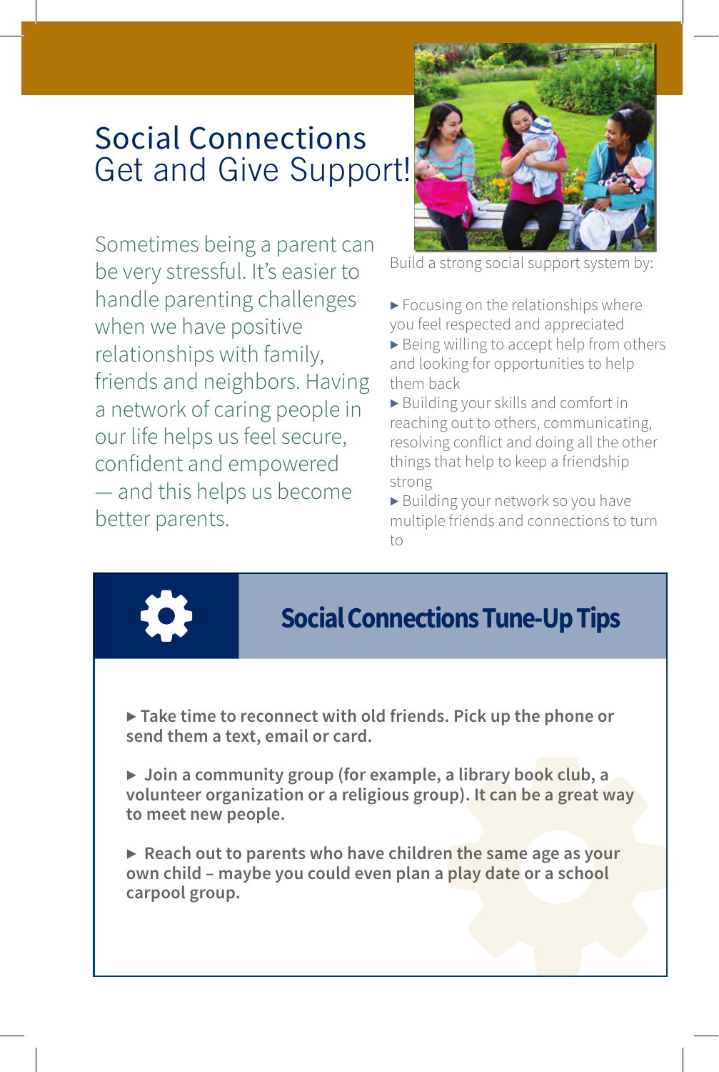# Social Connections
## Get and Give Support!

Sometimes being a parent can be very stressful. It's easier to handle parenting challenges when we have positive relationships with family, friends and neighbors. Having a network of caring people in our life helps us feel secure, confident and empowered — and this helps us become better parents.

Build a strong social support system by:

- Focusing on the relationships where you feel respected and appreciated
- Being willing to accept help from others and looking for opportunities to help them back
- Building your skills and comfort in reaching out to others, communicating, resolving conflict and doing all the other things that help to keep a friendship strong
- Building your network so you have multiple friends and connections to turn to

## Social Connections Tune-Up Tips

- **Take time to reconnect with old friends. Pick up the phone or send them a text, email or card.**
- **Join a community group (for example, a library book club, a volunteer organization or a religious group). It can be a great way to meet new people.**
- **Reach out to parents who have children the same age as your own child – maybe you could even plan a play date or a school carpool group.**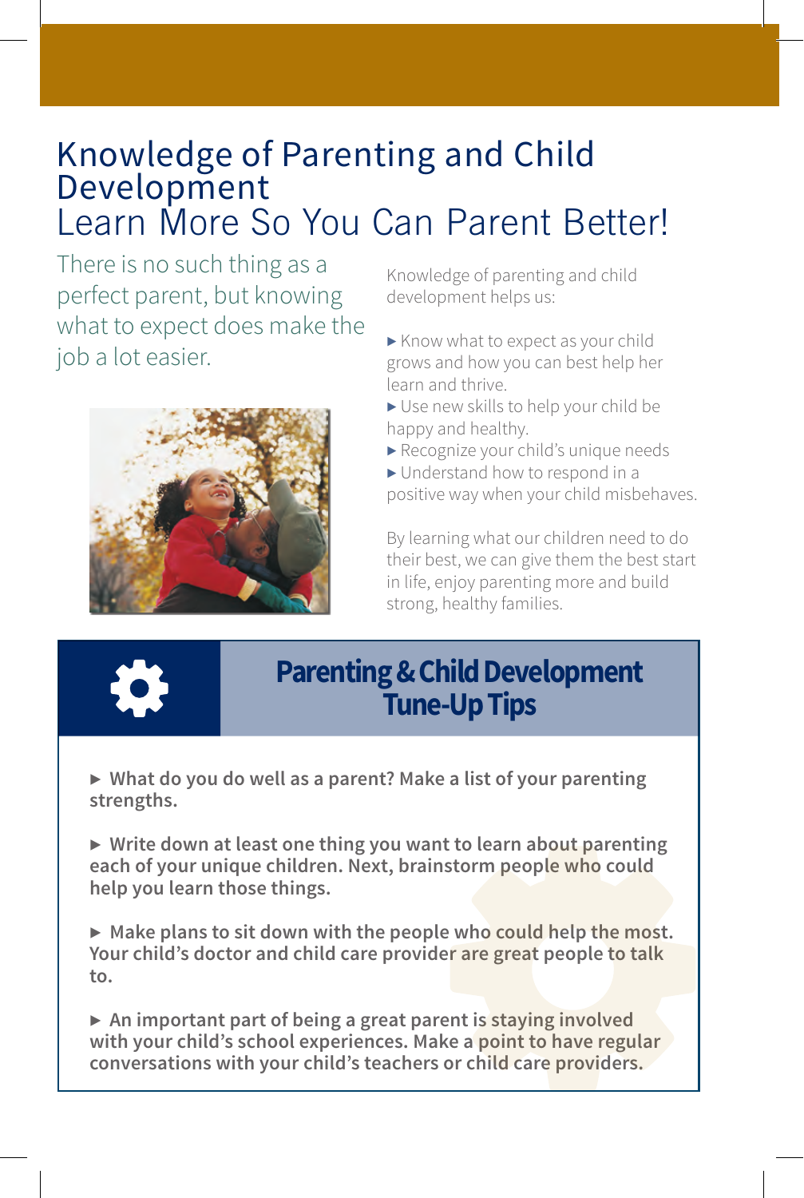# Knowledge of Parenting and Child Development

## Learn More So You Can Parent Better!

There is no such thing as a perfect parent, but knowing what to expect does make the job a lot easier.

Knowledge of parenting and child development helps us:

- Know what to expect as your child grows and how you can best help her learn and thrive.
- Use new skills to help your child be happy and healthy.
- Recognize your child's unique needs
- Understand how to respond in a positive way when your child misbehaves.

By learning what our children need to do their best, we can give them the best start in life, enjoy parenting more and build strong, healthy families.

## Parenting & Child Development Tune-Up Tips

- **What do you do well as a parent? Make a list of your parenting strengths.**
- **Write down at least one thing you want to learn about parenting each of your unique children. Next, brainstorm people who could help you learn those things.**
- **Make plans to sit down with the people who could help the most. Your child's doctor and child care provider are great people to talk to.**
- **An important part of being a great parent is staying involved with your child's school experiences. Make a point to have regular conversations with your child's teachers or child care providers.**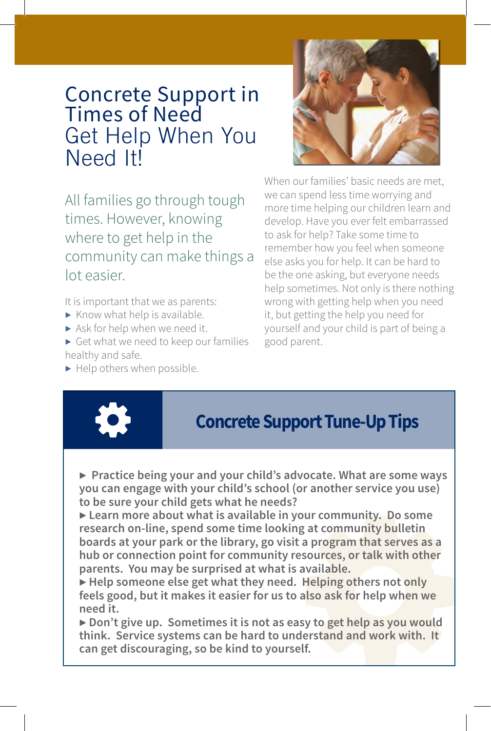# Concrete Support in Times of Need

## Get Help When You Need It!

All families go through tough times. However, knowing where to get help in the community can make things a lot easier.

It is important that we as parents:

- Know what help is available.
- Ask for help when we need it.
- Get what we need to keep our families healthy and safe.
- Help others when possible.

When our families' basic needs are met, we can spend less time worrying and more time helping our children learn and develop. Have you ever felt embarrassed to ask for help? Take some time to remember how you feel when someone else asks you for help. It can be hard to be the one asking, but everyone needs help sometimes. Not only is there nothing wrong with getting help when you need it, but getting the help you need for yourself and your child is part of being a good parent.

## Concrete Support Tune-Up Tips

- **Practice being your and your child's advocate. What are some ways you can engage with your child's school (or another service you use) to be sure your child gets what he needs?**
- **Learn more about what is available in your community. Do some research on-line, spend some time looking at community bulletin boards at your park or the library, go visit a program that serves as a hub or connection point for community resources, or talk with other parents. You may be surprised at what is available.**
- **Help someone else get what they need. Helping others not only feels good, but it makes it easier for us to also ask for help when we need it.**
- **Don't give up. Sometimes it is not as easy to get help as you would think. Service systems can be hard to understand and work with. It can get discouraging, so be kind to yourself.**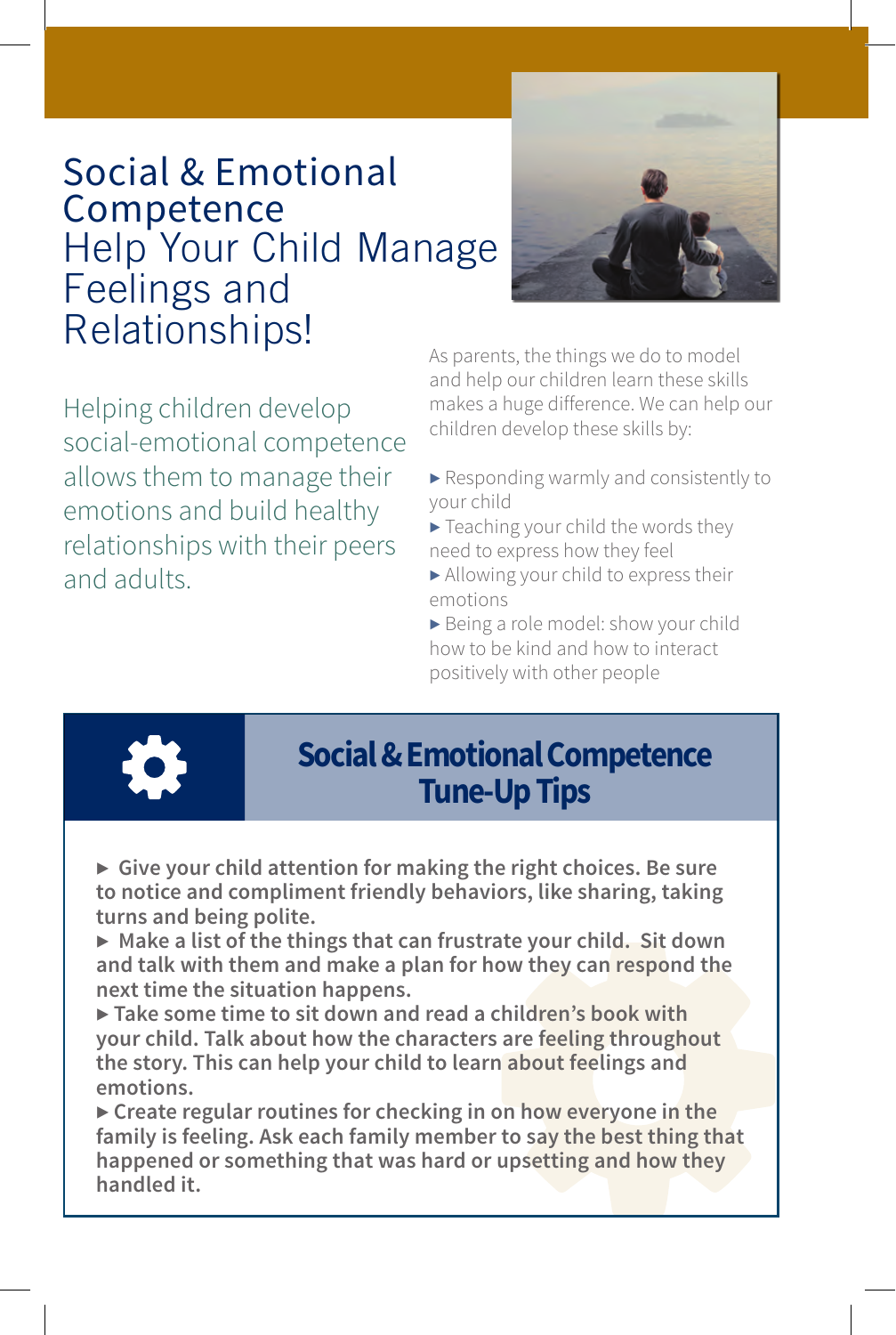# Social & Emotional Competence

## Help Your Child Manage Feelings and Relationships!

Helping children develop social-emotional competence allows them to manage their emotions and build healthy relationships with their peers and adults.

As parents, the things we do to model and help our children learn these skills makes a huge difference. We can help our children develop these skills by:

- Responding warmly and consistently to your child
- Teaching your child the words they need to express how they feel
- Allowing your child to express their emotions
- Being a role model: show your child how to be kind and how to interact positively with other people

## Social & Emotional Competence Tune-Up Tips

- **Give your child attention for making the right choices. Be sure to notice and compliment friendly behaviors, like sharing, taking turns and being polite.**
- **Make a list of the things that can frustrate your child. Sit down and talk with them and make a plan for how they can respond the next time the situation happens.**
- **Take some time to sit down and read a children's book with your child. Talk about how the characters are feeling throughout the story. This can help your child to learn about feelings and emotions.**
- **Create regular routines for checking in on how everyone in the family is feeling. Ask each family member to say the best thing that happened or something that was hard or upsetting and how they handled it.**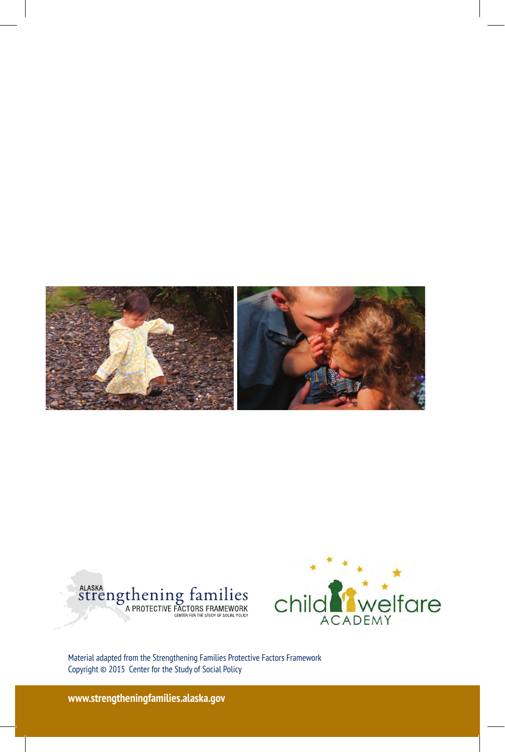Material adapted from the Strengthening Families Protective Factors Framework
Copyright © 2015 Center for the Study of Social Policy

**www.strengtheningfamilies.alaska.gov**